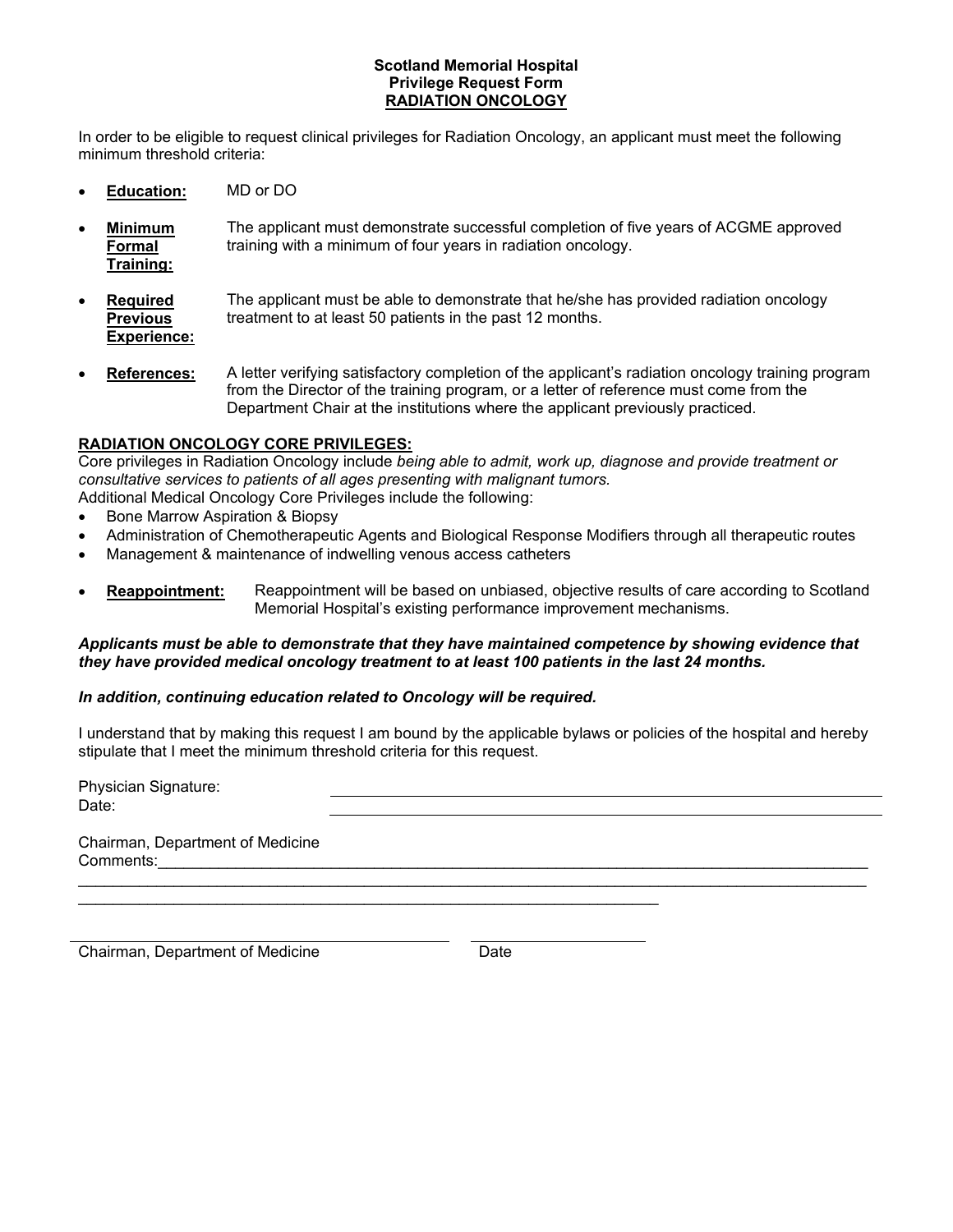**Scotland Memorial Hospital**
**Privilege Request Form**
**RADIATION ONCOLOGY**

In order to be eligible to request clinical privileges for Radiation Oncology, an applicant must meet the following minimum threshold criteria:

- **Education:** MD or DO
- **Minimum Formal Training:** The applicant must demonstrate successful completion of five years of ACGME approved training with a minimum of four years in radiation oncology.
- **Required Previous Experience:** The applicant must be able to demonstrate that he/she has provided radiation oncology treatment to at least 50 patients in the past 12 months.
- **References:** A letter verifying satisfactory completion of the applicant's radiation oncology training program from the Director of the training program, or a letter of reference must come from the Department Chair at the institutions where the applicant previously practiced.

**RADIATION ONCOLOGY CORE PRIVILEGES:**

Core privileges in Radiation Oncology include *being able to admit, work up, diagnose and provide treatment or consultative services to patients of all ages presenting with malignant tumors.*
Additional Medical Oncology Core Privileges include the following:

- Bone Marrow Aspiration & Biopsy
- Administration of Chemotherapeutic Agents and Biological Response Modifiers through all therapeutic routes
- Management & maintenance of indwelling venous access catheters

- **Reappointment:** Reappointment will be based on unbiased, objective results of care according to Scotland Memorial Hospital's existing performance improvement mechanisms.

***Applicants must be able to demonstrate that they have maintained competence by showing evidence that they have provided medical oncology treatment to at least 100 patients in the last 24 months.***

***In addition, continuing education related to Oncology will be required.***

I understand that by making this request I am bound by the applicable bylaws or policies of the hospital and hereby stipulate that I meet the minimum threshold criteria for this request.

Physician Signature: ____________________________________________
Date: ____________________________________________

Chairman, Department of Medicine
Comments:____________________________________________________________
_____________________________________________________________________
_____________________________________________________________________

_______________________________ _______________
Chairman, Department of Medicine Date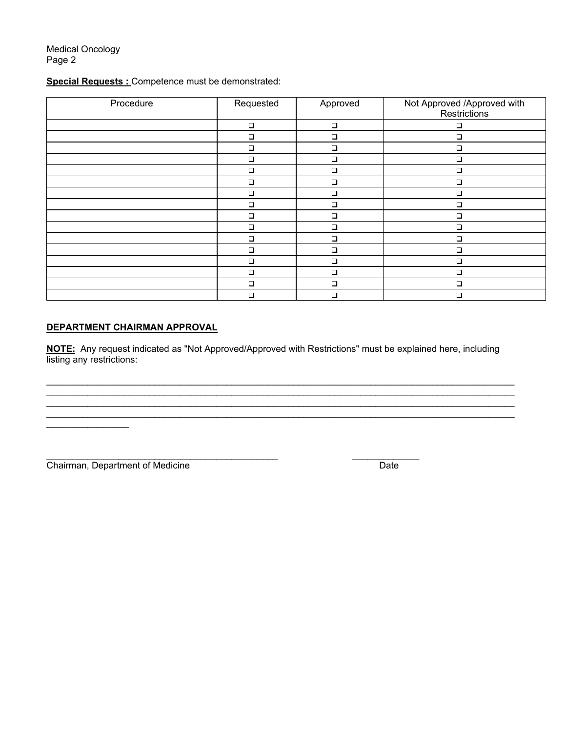**Special Requests :** Competence must be demonstrated:

| Procedure | Requested | Approved | Not Approved /Approved with Restrictions |
|---|---|---|---|
| | ❑ | ❑ | ❑ |
| | ❑ | ❑ | ❑ |
| | ❑ | ❑ | ❑ |
| | ❑ | ❑ | ❑ |
| | ❑ | ❑ | ❑ |
| | ❑ | ❑ | ❑ |
| | ❑ | ❑ | ❑ |
| | ❑ | ❑ | ❑ |
| | ❑ | ❑ | ❑ |
| | ❑ | ❑ | ❑ |
| | ❑ | ❑ | ❑ |
| | ❑ | ❑ | ❑ |
| | ❑ | ❑ | ❑ |
| | ❑ | ❑ | ❑ |
| | ❑ | ❑ | ❑ |
| | ❑ | ❑ | ❑ |

**DEPARTMENT CHAIRMAN APPROVAL**

**NOTE:** Any request indicated as "Not Approved/Approved with Restrictions" must be explained here, including listing any restrictions:

\_\_\_\_\_\_\_\_\_\_\_\_\_\_\_\_\_\_\_\_\_\_\_\_\_\_\_\_\_\_\_\_\_\_\_\_\_\_\_\_\_\_\_\_\_\_\_\_\_\_\_\_\_\_\_\_\_\_\_\_\_\_\_\_\_\_\_\_\_\_\_\_\_\_\_\_\_\_\_\_\_\_\_\_\_\_\_\_\_\_
\_\_\_\_\_\_\_\_\_\_\_\_\_\_\_\_\_\_\_\_\_\_\_\_\_\_\_\_\_\_\_\_\_\_\_\_\_\_\_\_\_\_\_\_\_\_\_\_\_\_\_\_\_\_\_\_\_\_\_\_\_\_\_\_\_\_\_\_\_\_\_\_\_\_\_\_\_\_\_\_\_\_\_\_\_\_\_\_\_\_
\_\_\_\_\_\_\_\_\_\_\_\_\_\_\_\_\_\_\_\_\_\_\_\_\_\_\_\_\_\_\_\_\_\_\_\_\_\_\_\_\_\_\_\_\_\_\_\_\_\_\_\_\_\_\_\_\_\_\_\_\_\_\_\_\_\_\_\_\_\_\_\_\_\_\_\_\_\_\_\_\_\_\_\_\_\_\_\_\_\_
\_\_\_\_\_\_\_\_\_\_\_\_\_\_\_\_\_\_\_\_\_\_\_\_\_\_\_\_\_\_\_\_\_\_\_\_\_\_\_\_\_\_\_\_\_\_\_\_\_\_\_\_\_\_\_\_\_\_\_\_\_\_\_\_\_\_\_\_\_\_\_\_\_\_\_\_\_\_\_\_\_\_\_\_\_\_\_\_\_\_
\_\_\_\_\_\_\_\_\_\_\_\_\_\_\_\_

\_\_\_\_\_\_\_\_\_\_\_\_\_\_\_\_\_\_\_\_\_\_\_\_\_\_\_\_\_\_\_\_\_\_\_\_\_\_\_\_\_\_\_\_ \_\_\_\_\_\_\_\_\_\_\_\_\_
Chairman, Department of Medicine Date